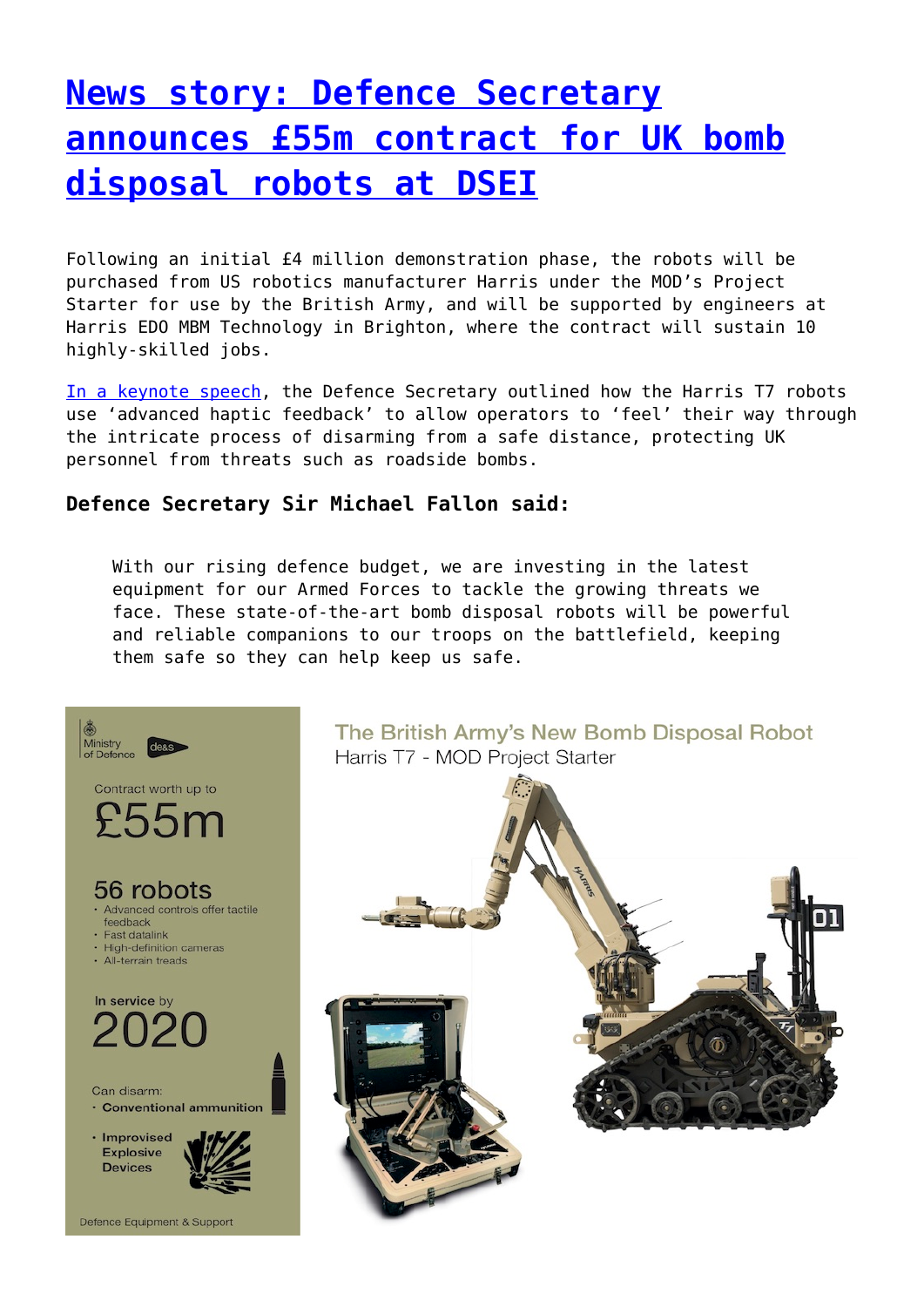# [News story: Defence Secretary announces £55m contract for UK bomb disposal robots at DSEI]()

Following an initial £4 million demonstration phase, the robots will be purchased from US robotics manufacturer Harris under the MOD's Project Starter for use by the British Army, and will be supported by engineers at Harris EDO MBM Technology in Brighton, where the contract will sustain 10 highly-skilled jobs.

[In a keynote speech](), the Defence Secretary outlined how the Harris T7 robots use 'advanced haptic feedback' to allow operators to 'feel' their way through the intricate process of disarming from a safe distance, protecting UK personnel from threats such as roadside bombs.

**Defence Secretary Sir Michael Fallon said:**

> With our rising defence budget, we are investing in the latest equipment for our Armed Forces to tackle the growing threats we face. These state-of-the-art bomb disposal robots will be powerful and reliable companions to our troops on the battlefield, keeping them safe so they can help keep us safe.

Ministry of Defence | de&s

Contract worth up to

£55m

56 robots

- Advanced controls offer tactile feedback
- Fast datalink
- High-definition cameras
- All-terrain treads

In service by

2020

Can disarm:

- Conventional ammunition
- Improvised Explosive Devices

Defence Equipment & Support

The British Army's New Bomb Disposal Robot

Harris T7 - MOD Project Starter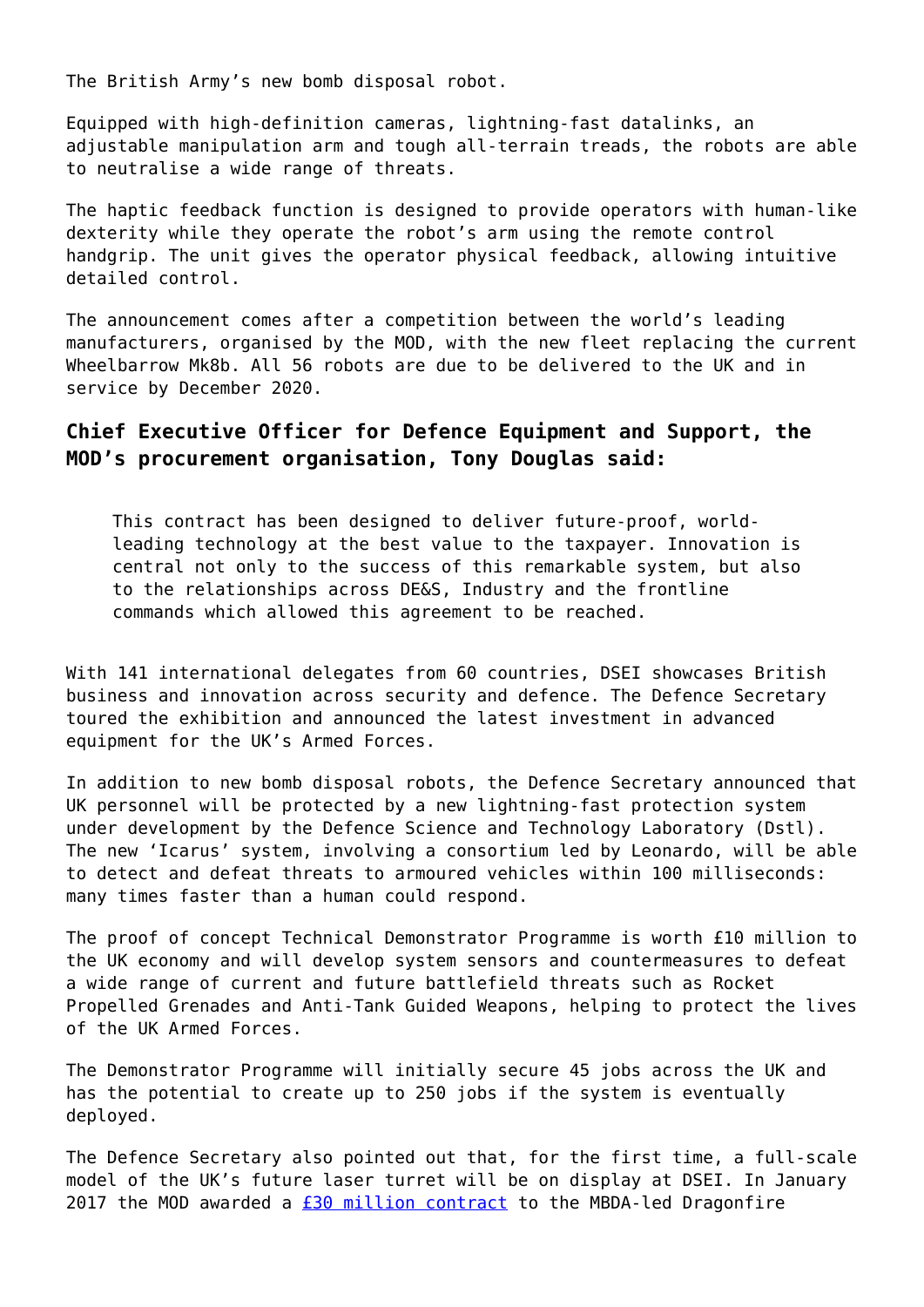The British Army's new bomb disposal robot.

Equipped with high-definition cameras, lightning-fast datalinks, an adjustable manipulation arm and tough all-terrain treads, the robots are able to neutralise a wide range of threats.

The haptic feedback function is designed to provide operators with human-like dexterity while they operate the robot's arm using the remote control handgrip. The unit gives the operator physical feedback, allowing intuitive detailed control.

The announcement comes after a competition between the world's leading manufacturers, organised by the MOD, with the new fleet replacing the current Wheelbarrow Mk8b. All 56 robots are due to be delivered to the UK and in service by December 2020.

### Chief Executive Officer for Defence Equipment and Support, the MOD's procurement organisation, Tony Douglas said:

> This contract has been designed to deliver future-proof, world-leading technology at the best value to the taxpayer. Innovation is central not only to the success of this remarkable system, but also to the relationships across DE&S, Industry and the frontline commands which allowed this agreement to be reached.

With 141 international delegates from 60 countries, DSEI showcases British business and innovation across security and defence. The Defence Secretary toured the exhibition and announced the latest investment in advanced equipment for the UK's Armed Forces.

In addition to new bomb disposal robots, the Defence Secretary announced that UK personnel will be protected by a new lightning-fast protection system under development by the Defence Science and Technology Laboratory (Dstl). The new 'Icarus' system, involving a consortium led by Leonardo, will be able to detect and defeat threats to armoured vehicles within 100 milliseconds: many times faster than a human could respond.

The proof of concept Technical Demonstrator Programme is worth £10 million to the UK economy and will develop system sensors and countermeasures to defeat a wide range of current and future battlefield threats such as Rocket Propelled Grenades and Anti-Tank Guided Weapons, helping to protect the lives of the UK Armed Forces.

The Demonstrator Programme will initially secure 45 jobs across the UK and has the potential to create up to 250 jobs if the system is eventually deployed.

The Defence Secretary also pointed out that, for the first time, a full-scale model of the UK's future laser turret will be on display at DSEI. In January 2017 the MOD awarded a [£30 million contract]() to the MBDA-led Dragonfire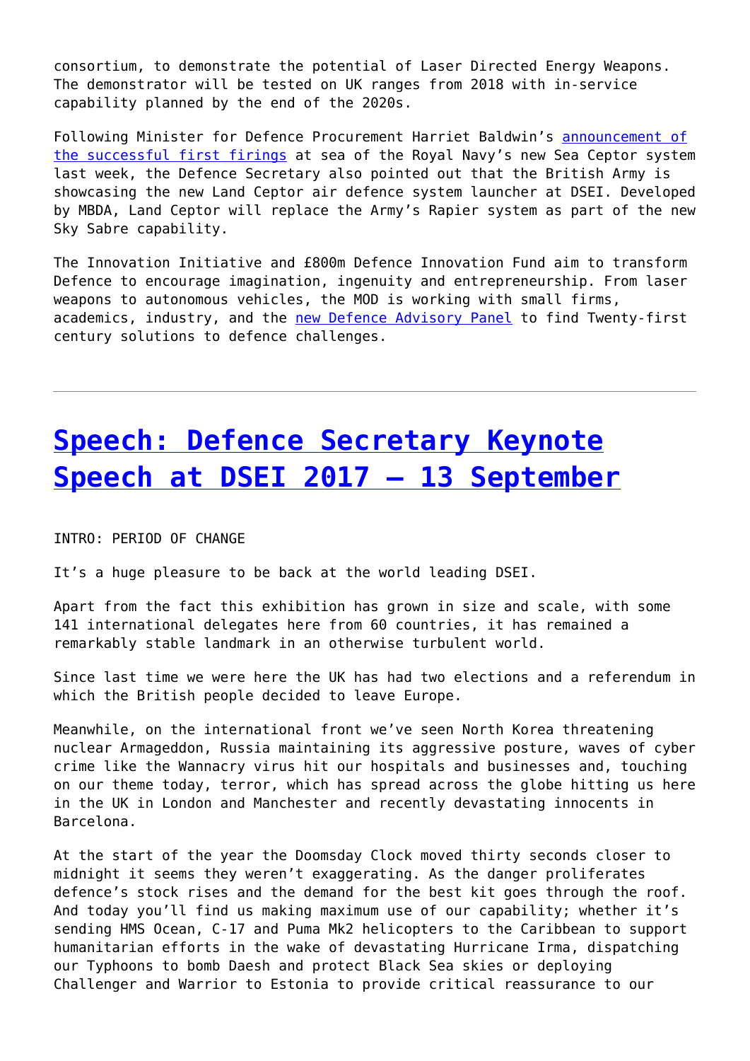consortium, to demonstrate the potential of Laser Directed Energy Weapons. The demonstrator will be tested on UK ranges from 2018 with in-service capability planned by the end of the 2020s.

Following Minister for Defence Procurement Harriet Baldwin's [announcement of the successful first firings]() at sea of the Royal Navy's new Sea Ceptor system last week, the Defence Secretary also pointed out that the British Army is showcasing the new Land Ceptor air defence system launcher at DSEI. Developed by MBDA, Land Ceptor will replace the Army's Rapier system as part of the new Sky Sabre capability.

The Innovation Initiative and £800m Defence Innovation Fund aim to transform Defence to encourage imagination, ingenuity and entrepreneurship. From laser weapons to autonomous vehicles, the MOD is working with small firms, academics, industry, and the [new Defence Advisory Panel]() to find Twenty-first century solutions to defence challenges.

---

# [Speech: Defence Secretary Keynote Speech at DSEI 2017 – 13 September]()

INTRO: PERIOD OF CHANGE

It's a huge pleasure to be back at the world leading DSEI.

Apart from the fact this exhibition has grown in size and scale, with some 141 international delegates here from 60 countries, it has remained a remarkably stable landmark in an otherwise turbulent world.

Since last time we were here the UK has had two elections and a referendum in which the British people decided to leave Europe.

Meanwhile, on the international front we've seen North Korea threatening nuclear Armageddon, Russia maintaining its aggressive posture, waves of cyber crime like the Wannacry virus hit our hospitals and businesses and, touching on our theme today, terror, which has spread across the globe hitting us here in the UK in London and Manchester and recently devastating innocents in Barcelona.

At the start of the year the Doomsday Clock moved thirty seconds closer to midnight it seems they weren't exaggerating. As the danger proliferates defence's stock rises and the demand for the best kit goes through the roof. And today you'll find us making maximum use of our capability; whether it's sending HMS Ocean, C-17 and Puma Mk2 helicopters to the Caribbean to support humanitarian efforts in the wake of devastating Hurricane Irma, dispatching our Typhoons to bomb Daesh and protect Black Sea skies or deploying Challenger and Warrior to Estonia to provide critical reassurance to our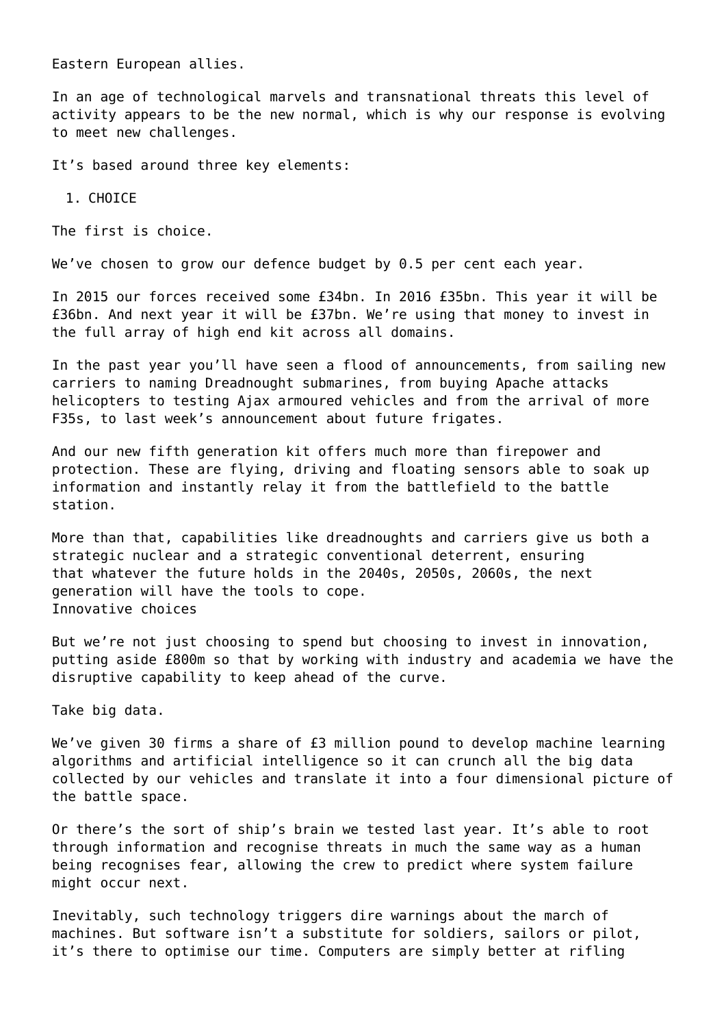Eastern European allies.

In an age of technological marvels and transnational threats this level of activity appears to be the new normal, which is why our response is evolving to meet new challenges.

It's based around three key elements:

1. CHOICE

The first is choice.

We've chosen to grow our defence budget by 0.5 per cent each year.

In 2015 our forces received some £34bn. In 2016 £35bn. This year it will be £36bn. And next year it will be £37bn. We're using that money to invest in the full array of high end kit across all domains.

In the past year you'll have seen a flood of announcements, from sailing new carriers to naming Dreadnought submarines, from buying Apache attacks helicopters to testing Ajax armoured vehicles and from the arrival of more F35s, to last week's announcement about future frigates.

And our new fifth generation kit offers much more than firepower and protection. These are flying, driving and floating sensors able to soak up information and instantly relay it from the battlefield to the battle station.

More than that, capabilities like dreadnoughts and carriers give us both a strategic nuclear and a strategic conventional deterrent, ensuring that whatever the future holds in the 2040s, 2050s, 2060s, the next generation will have the tools to cope.

Innovative choices

But we're not just choosing to spend but choosing to invest in innovation, putting aside £800m so that by working with industry and academia we have the disruptive capability to keep ahead of the curve.

Take big data.

We've given 30 firms a share of £3 million pound to develop machine learning algorithms and artificial intelligence so it can crunch all the big data collected by our vehicles and translate it into a four dimensional picture of the battle space.

Or there's the sort of ship's brain we tested last year. It's able to root through information and recognise threats in much the same way as a human being recognises fear, allowing the crew to predict where system failure might occur next.

Inevitably, such technology triggers dire warnings about the march of machines. But software isn't a substitute for soldiers, sailors or pilot, it's there to optimise our time. Computers are simply better at rifling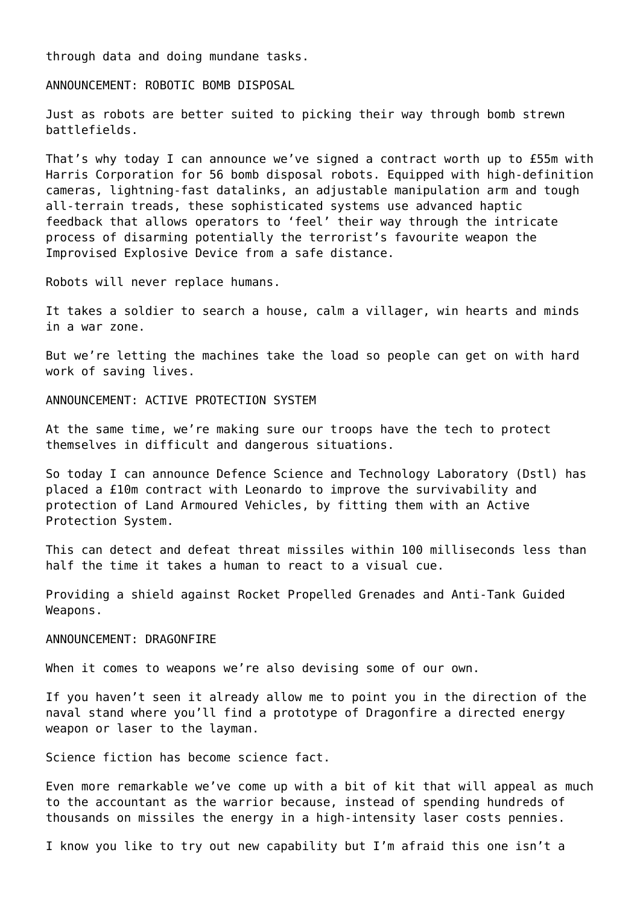through data and doing mundane tasks.

## ANNOUNCEMENT: ROBOTIC BOMB DISPOSAL

Just as robots are better suited to picking their way through bomb strewn battlefields.

That's why today I can announce we've signed a contract worth up to £55m with Harris Corporation for 56 bomb disposal robots. Equipped with high-definition cameras, lightning-fast datalinks, an adjustable manipulation arm and tough all-terrain treads, these sophisticated systems use advanced haptic feedback that allows operators to 'feel' their way through the intricate process of disarming potentially the terrorist's favourite weapon the Improvised Explosive Device from a safe distance.

Robots will never replace humans.

It takes a soldier to search a house, calm a villager, win hearts and minds in a war zone.

But we're letting the machines take the load so people can get on with hard work of saving lives.

## ANNOUNCEMENT: ACTIVE PROTECTION SYSTEM

At the same time, we're making sure our troops have the tech to protect themselves in difficult and dangerous situations.

So today I can announce Defence Science and Technology Laboratory (Dstl) has placed a £10m contract with Leonardo to improve the survivability and protection of Land Armoured Vehicles, by fitting them with an Active Protection System.

This can detect and defeat threat missiles within 100 milliseconds less than half the time it takes a human to react to a visual cue.

Providing a shield against Rocket Propelled Grenades and Anti-Tank Guided Weapons.

## ANNOUNCEMENT: DRAGONFIRE

When it comes to weapons we're also devising some of our own.

If you haven't seen it already allow me to point you in the direction of the naval stand where you'll find a prototype of Dragonfire a directed energy weapon or laser to the layman.

Science fiction has become science fact.

Even more remarkable we've come up with a bit of kit that will appeal as much to the accountant as the warrior because, instead of spending hundreds of thousands on missiles the energy in a high-intensity laser costs pennies.

I know you like to try out new capability but I'm afraid this one isn't a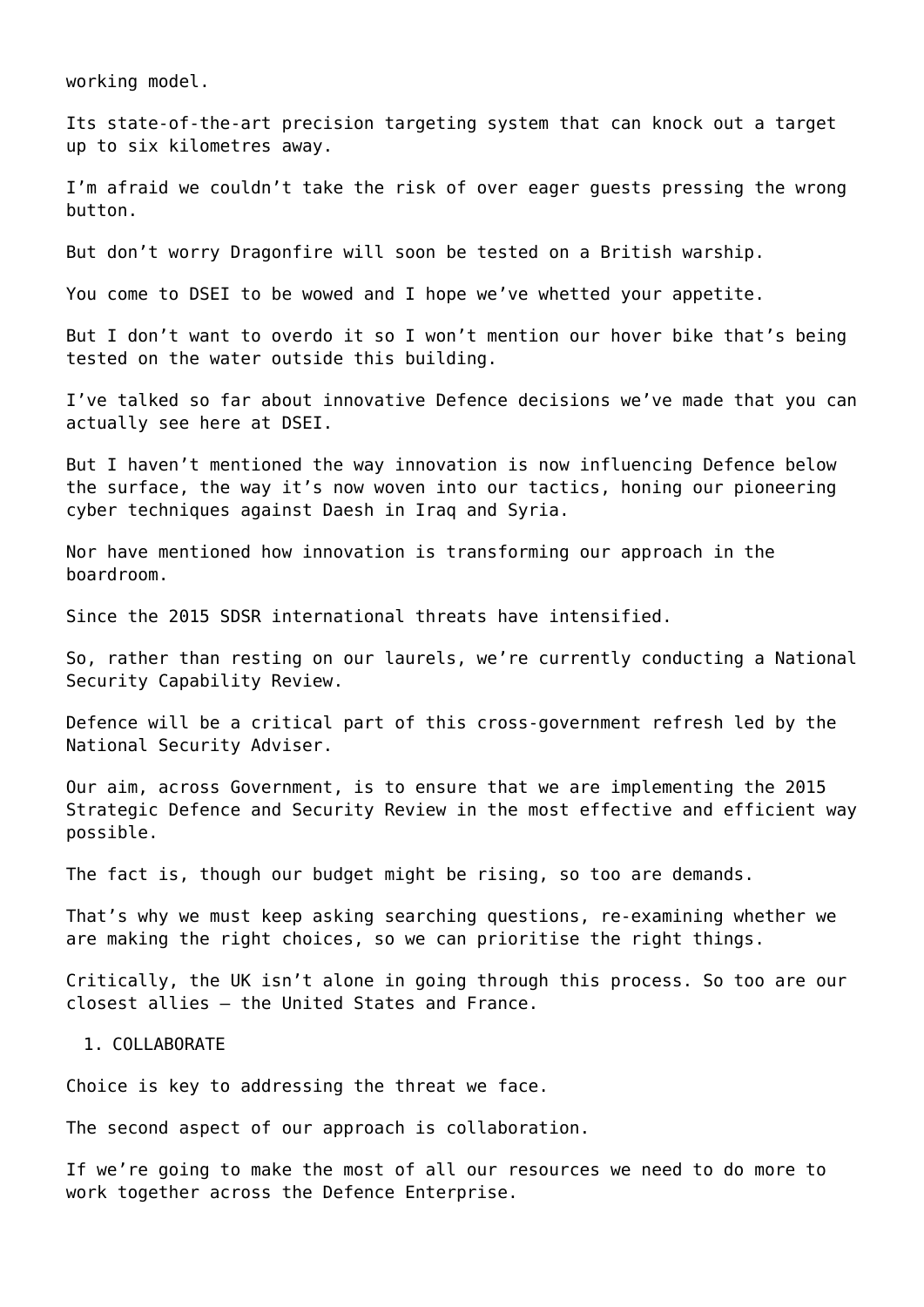working model.

Its state-of-the-art precision targeting system that can knock out a target up to six kilometres away.

I'm afraid we couldn't take the risk of over eager guests pressing the wrong button.

But don't worry Dragonfire will soon be tested on a British warship.

You come to DSEI to be wowed and I hope we've whetted your appetite.

But I don't want to overdo it so I won't mention our hover bike that's being tested on the water outside this building.

I've talked so far about innovative Defence decisions we've made that you can actually see here at DSEI.

But I haven't mentioned the way innovation is now influencing Defence below the surface, the way it's now woven into our tactics, honing our pioneering cyber techniques against Daesh in Iraq and Syria.

Nor have mentioned how innovation is transforming our approach in the boardroom.

Since the 2015 SDSR international threats have intensified.

So, rather than resting on our laurels, we're currently conducting a National Security Capability Review.

Defence will be a critical part of this cross-government refresh led by the National Security Adviser.

Our aim, across Government, is to ensure that we are implementing the 2015 Strategic Defence and Security Review in the most effective and efficient way possible.

The fact is, though our budget might be rising, so too are demands.

That's why we must keep asking searching questions, re-examining whether we are making the right choices, so we can prioritise the right things.

Critically, the UK isn't alone in going through this process. So too are our closest allies – the United States and France.

1. COLLABORATE

Choice is key to addressing the threat we face.

The second aspect of our approach is collaboration.

If we're going to make the most of all our resources we need to do more to work together across the Defence Enterprise.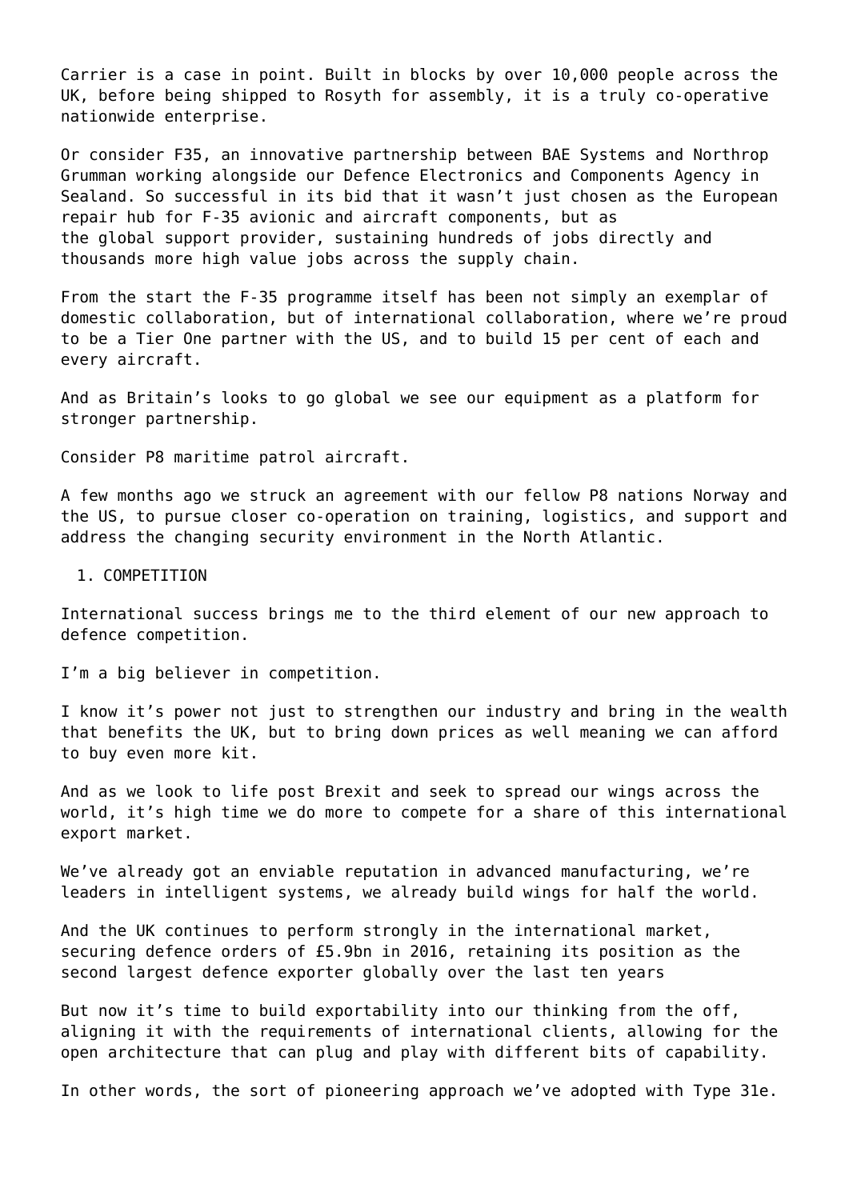Carrier is a case in point. Built in blocks by over 10,000 people across the UK, before being shipped to Rosyth for assembly, it is a truly co-operative nationwide enterprise.

Or consider F35, an innovative partnership between BAE Systems and Northrop Grumman working alongside our Defence Electronics and Components Agency in Sealand. So successful in its bid that it wasn't just chosen as the European repair hub for F-35 avionic and aircraft components, but as the global support provider, sustaining hundreds of jobs directly and thousands more high value jobs across the supply chain.

From the start the F-35 programme itself has been not simply an exemplar of domestic collaboration, but of international collaboration, where we're proud to be a Tier One partner with the US, and to build 15 per cent of each and every aircraft.

And as Britain's looks to go global we see our equipment as a platform for stronger partnership.

Consider P8 maritime patrol aircraft.

A few months ago we struck an agreement with our fellow P8 nations Norway and the US, to pursue closer co-operation on training, logistics, and support and address the changing security environment in the North Atlantic.

1. COMPETITION

International success brings me to the third element of our new approach to defence competition.

I'm a big believer in competition.

I know it's power not just to strengthen our industry and bring in the wealth that benefits the UK, but to bring down prices as well meaning we can afford to buy even more kit.

And as we look to life post Brexit and seek to spread our wings across the world, it's high time we do more to compete for a share of this international export market.

We've already got an enviable reputation in advanced manufacturing, we're leaders in intelligent systems, we already build wings for half the world.

And the UK continues to perform strongly in the international market, securing defence orders of £5.9bn in 2016, retaining its position as the second largest defence exporter globally over the last ten years

But now it's time to build exportability into our thinking from the off, aligning it with the requirements of international clients, allowing for the open architecture that can plug and play with different bits of capability.

In other words, the sort of pioneering approach we've adopted with Type 31e.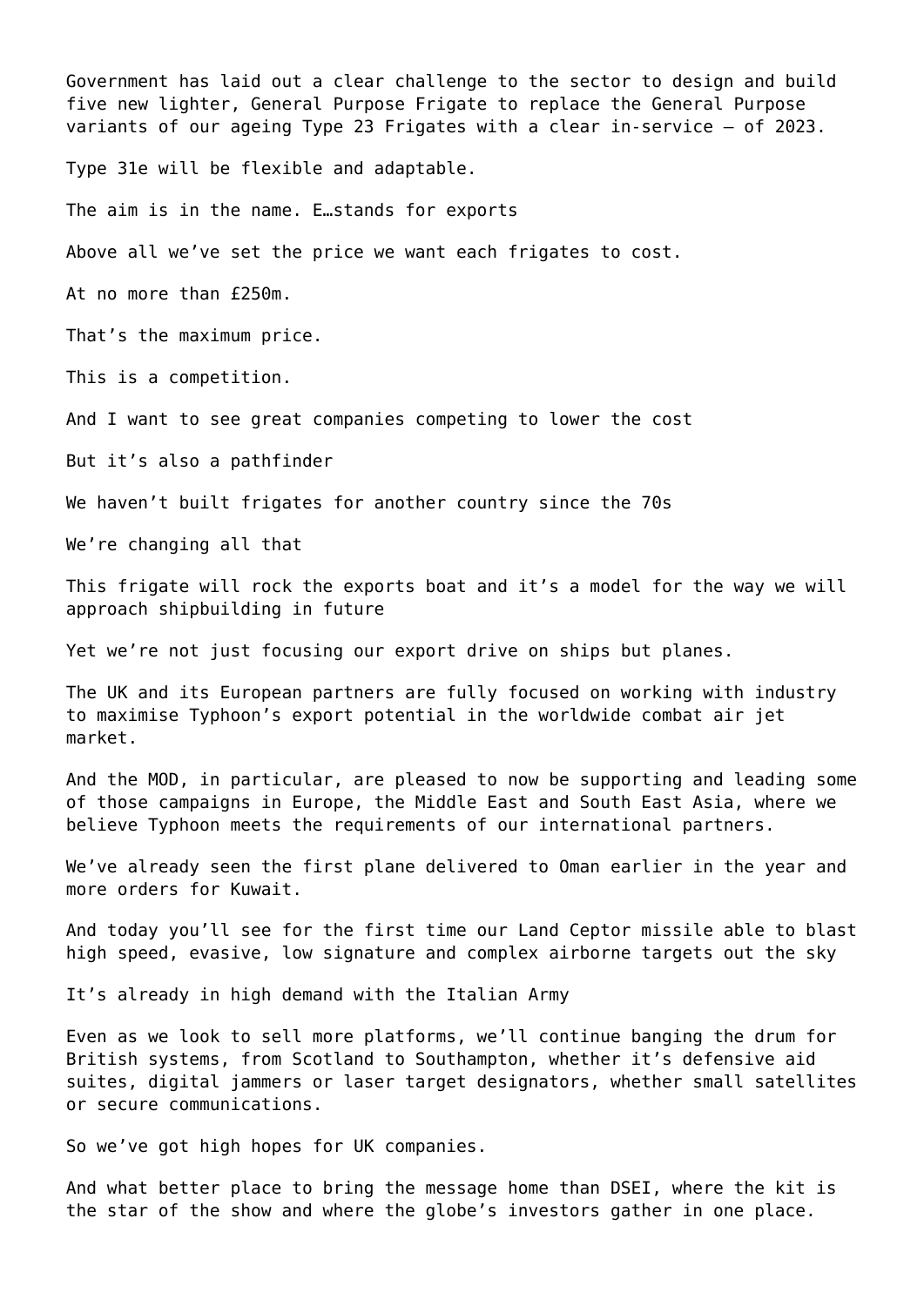Government has laid out a clear challenge to the sector to design and build five new lighter, General Purpose Frigate to replace the General Purpose variants of our ageing Type 23 Frigates with a clear in-service – of 2023.

Type 31e will be flexible and adaptable.

The aim is in the name. E…stands for exports

Above all we've set the price we want each frigates to cost.

At no more than £250m.

That's the maximum price.

This is a competition.

And I want to see great companies competing to lower the cost

But it's also a pathfinder

We haven't built frigates for another country since the 70s

We're changing all that

This frigate will rock the exports boat and it's a model for the way we will approach shipbuilding in future

Yet we're not just focusing our export drive on ships but planes.

The UK and its European partners are fully focused on working with industry to maximise Typhoon's export potential in the worldwide combat air jet market.

And the MOD, in particular, are pleased to now be supporting and leading some of those campaigns in Europe, the Middle East and South East Asia, where we believe Typhoon meets the requirements of our international partners.

We've already seen the first plane delivered to Oman earlier in the year and more orders for Kuwait.

And today you'll see for the first time our Land Ceptor missile able to blast high speed, evasive, low signature and complex airborne targets out the sky

It's already in high demand with the Italian Army

Even as we look to sell more platforms, we'll continue banging the drum for British systems, from Scotland to Southampton, whether it's defensive aid suites, digital jammers or laser target designators, whether small satellites or secure communications.

So we've got high hopes for UK companies.

And what better place to bring the message home than DSEI, where the kit is the star of the show and where the globe's investors gather in one place.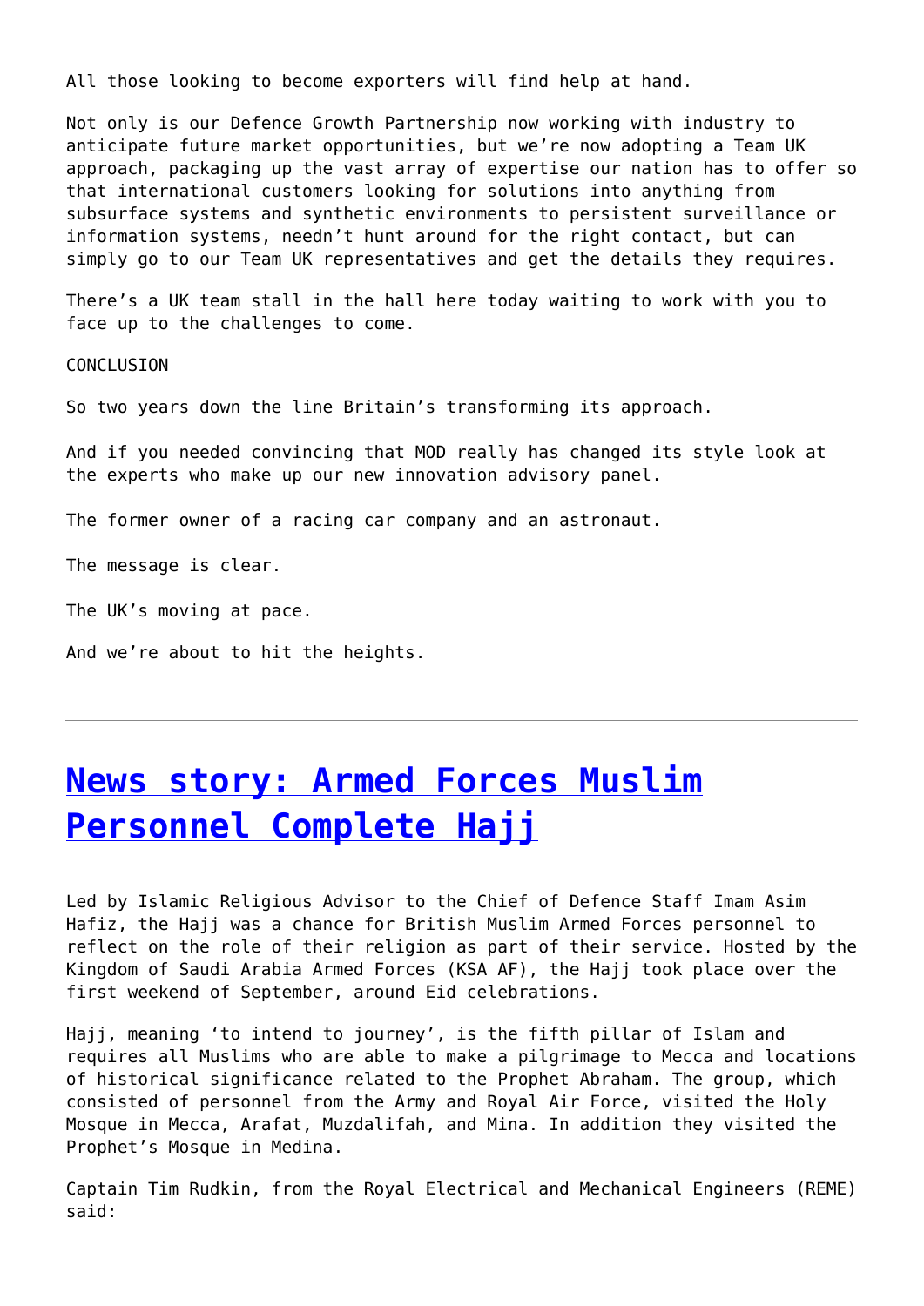All those looking to become exporters will find help at hand.

Not only is our Defence Growth Partnership now working with industry to anticipate future market opportunities, but we're now adopting a Team UK approach, packaging up the vast array of expertise our nation has to offer so that international customers looking for solutions into anything from subsurface systems and synthetic environments to persistent surveillance or information systems, needn't hunt around for the right contact, but can simply go to our Team UK representatives and get the details they requires.

There's a UK team stall in the hall here today waiting to work with you to face up to the challenges to come.

CONCLUSION

So two years down the line Britain's transforming its approach.

And if you needed convincing that MOD really has changed its style look at the experts who make up our new innovation advisory panel.

The former owner of a racing car company and an astronaut.

The message is clear.

The UK's moving at pace.

And we're about to hit the heights.

---

# News story: Armed Forces Muslim Personnel Complete Hajj

Led by Islamic Religious Advisor to the Chief of Defence Staff Imam Asim Hafiz, the Hajj was a chance for British Muslim Armed Forces personnel to reflect on the role of their religion as part of their service. Hosted by the Kingdom of Saudi Arabia Armed Forces (KSA AF), the Hajj took place over the first weekend of September, around Eid celebrations.

Hajj, meaning 'to intend to journey', is the fifth pillar of Islam and requires all Muslims who are able to make a pilgrimage to Mecca and locations of historical significance related to the Prophet Abraham. The group, which consisted of personnel from the Army and Royal Air Force, visited the Holy Mosque in Mecca, Arafat, Muzdalifah, and Mina. In addition they visited the Prophet's Mosque in Medina.

Captain Tim Rudkin, from the Royal Electrical and Mechanical Engineers (REME) said: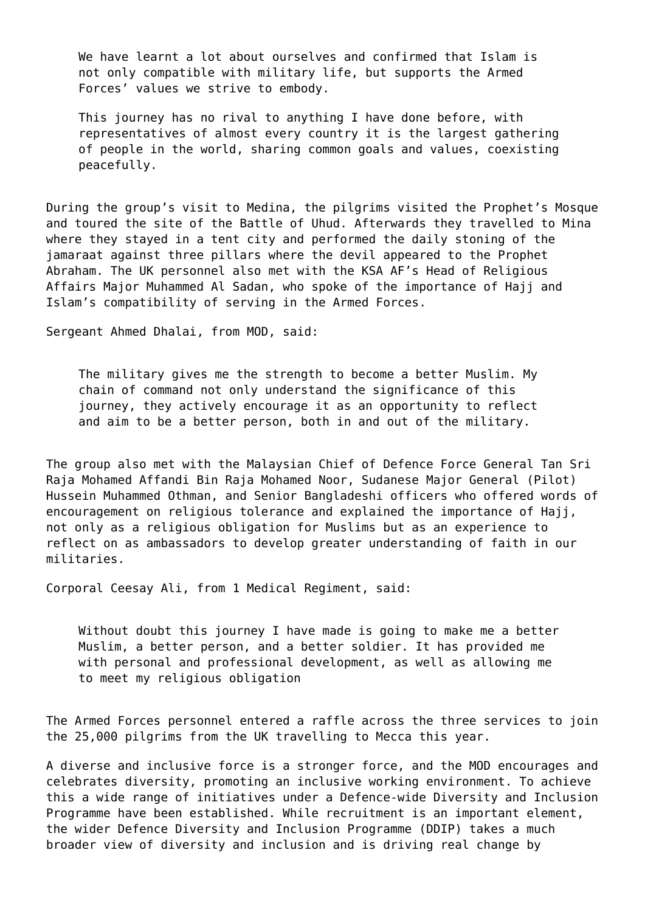> We have learnt a lot about ourselves and confirmed that Islam is not only compatible with military life, but supports the Armed Forces' values we strive to embody.
>
> This journey has no rival to anything I have done before, with representatives of almost every country it is the largest gathering of people in the world, sharing common goals and values, coexisting peacefully.

During the group's visit to Medina, the pilgrims visited the Prophet's Mosque and toured the site of the Battle of Uhud. Afterwards they travelled to Mina where they stayed in a tent city and performed the daily stoning of the jamaraat against three pillars where the devil appeared to the Prophet Abraham. The UK personnel also met with the KSA AF's Head of Religious Affairs Major Muhammed Al Sadan, who spoke of the importance of Hajj and Islam's compatibility of serving in the Armed Forces.

Sergeant Ahmed Dhalai, from MOD, said:

> The military gives me the strength to become a better Muslim. My chain of command not only understand the significance of this journey, they actively encourage it as an opportunity to reflect and aim to be a better person, both in and out of the military.

The group also met with the Malaysian Chief of Defence Force General Tan Sri Raja Mohamed Affandi Bin Raja Mohamed Noor, Sudanese Major General (Pilot) Hussein Muhammed Othman, and Senior Bangladeshi officers who offered words of encouragement on religious tolerance and explained the importance of Hajj, not only as a religious obligation for Muslims but as an experience to reflect on as ambassadors to develop greater understanding of faith in our militaries.

Corporal Ceesay Ali, from 1 Medical Regiment, said:

> Without doubt this journey I have made is going to make me a better Muslim, a better person, and a better soldier. It has provided me with personal and professional development, as well as allowing me to meet my religious obligation

The Armed Forces personnel entered a raffle across the three services to join the 25,000 pilgrims from the UK travelling to Mecca this year.

A diverse and inclusive force is a stronger force, and the MOD encourages and celebrates diversity, promoting an inclusive working environment. To achieve this a wide range of initiatives under a Defence-wide Diversity and Inclusion Programme have been established. While recruitment is an important element, the wider Defence Diversity and Inclusion Programme (DDIP) takes a much broader view of diversity and inclusion and is driving real change by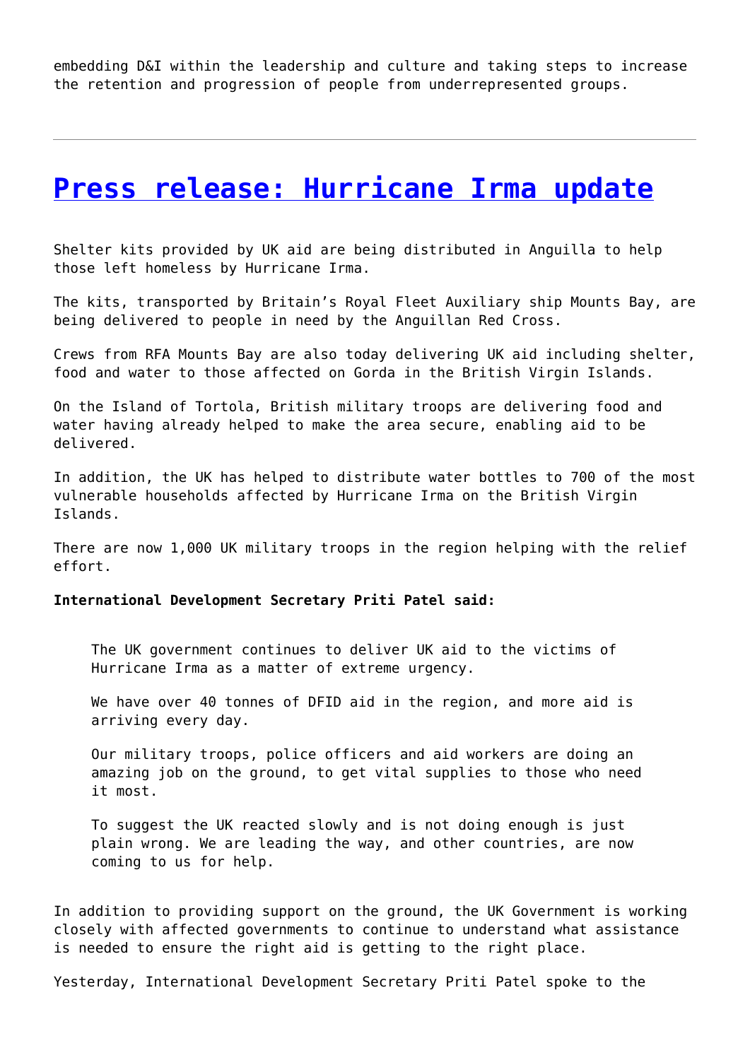embedding D&I within the leadership and culture and taking steps to increase the retention and progression of people from underrepresented groups.

---

## [Press release: Hurricane Irma update]

Shelter kits provided by UK aid are being distributed in Anguilla to help those left homeless by Hurricane Irma.

The kits, transported by Britain's Royal Fleet Auxiliary ship Mounts Bay, are being delivered to people in need by the Anguillan Red Cross.

Crews from RFA Mounts Bay are also today delivering UK aid including shelter, food and water to those affected on Gorda in the British Virgin Islands.

On the Island of Tortola, British military troops are delivering food and water having already helped to make the area secure, enabling aid to be delivered.

In addition, the UK has helped to distribute water bottles to 700 of the most vulnerable households affected by Hurricane Irma on the British Virgin Islands.

There are now 1,000 UK military troops in the region helping with the relief effort.

**International Development Secretary Priti Patel said:**

> The UK government continues to deliver UK aid to the victims of Hurricane Irma as a matter of extreme urgency.
>
> We have over 40 tonnes of DFID aid in the region, and more aid is arriving every day.
>
> Our military troops, police officers and aid workers are doing an amazing job on the ground, to get vital supplies to those who need it most.
>
> To suggest the UK reacted slowly and is not doing enough is just plain wrong. We are leading the way, and other countries, are now coming to us for help.

In addition to providing support on the ground, the UK Government is working closely with affected governments to continue to understand what assistance is needed to ensure the right aid is getting to the right place.

Yesterday, International Development Secretary Priti Patel spoke to the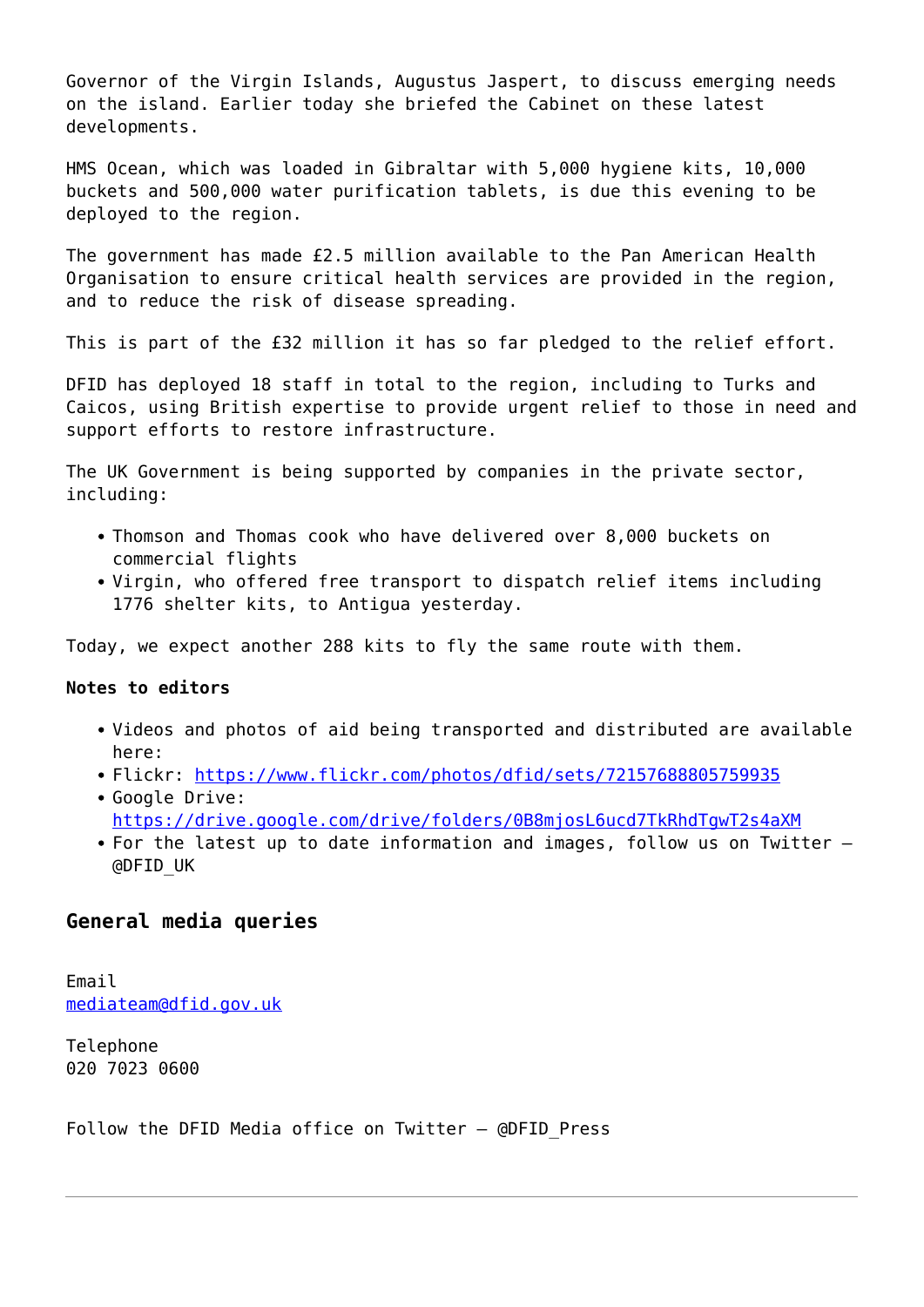Governor of the Virgin Islands, Augustus Jaspert, to discuss emerging needs on the island. Earlier today she briefed the Cabinet on these latest developments.

HMS Ocean, which was loaded in Gibraltar with 5,000 hygiene kits, 10,000 buckets and 500,000 water purification tablets, is due this evening to be deployed to the region.

The government has made £2.5 million available to the Pan American Health Organisation to ensure critical health services are provided in the region, and to reduce the risk of disease spreading.

This is part of the £32 million it has so far pledged to the relief effort.

DFID has deployed 18 staff in total to the region, including to Turks and Caicos, using British expertise to provide urgent relief to those in need and support efforts to restore infrastructure.

The UK Government is being supported by companies in the private sector, including:

- Thomson and Thomas cook who have delivered over 8,000 buckets on commercial flights
- Virgin, who offered free transport to dispatch relief items including 1776 shelter kits, to Antigua yesterday.

Today, we expect another 288 kits to fly the same route with them.

**Notes to editors**

- Videos and photos of aid being transported and distributed are available here:
- Flickr: https://www.flickr.com/photos/dfid/sets/72157688805759935
- Google Drive: https://drive.google.com/drive/folders/0B8mjosL6ucd7TkRhdTgwT2s4aXM
- For the latest up to date information and images, follow us on Twitter – @DFID_UK

## General media queries

Email
mediateam@dfid.gov.uk

Telephone
020 7023 0600

Follow the DFID Media office on Twitter – @DFID_Press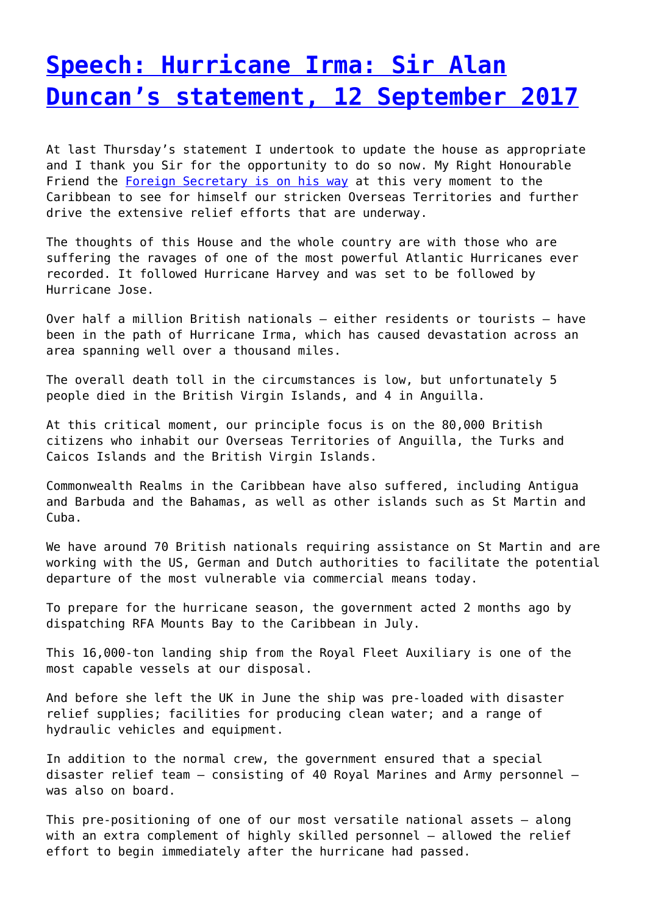# [Speech: Hurricane Irma: Sir Alan Duncan's statement, 12 September 2017]()

At last Thursday's statement I undertook to update the house as appropriate and I thank you Sir for the opportunity to do so now. My Right Honourable Friend the [Foreign Secretary is on his way]() at this very moment to the Caribbean to see for himself our stricken Overseas Territories and further drive the extensive relief efforts that are underway.

The thoughts of this House and the whole country are with those who are suffering the ravages of one of the most powerful Atlantic Hurricanes ever recorded. It followed Hurricane Harvey and was set to be followed by Hurricane Jose.

Over half a million British nationals – either residents or tourists – have been in the path of Hurricane Irma, which has caused devastation across an area spanning well over a thousand miles.

The overall death toll in the circumstances is low, but unfortunately 5 people died in the British Virgin Islands, and 4 in Anguilla.

At this critical moment, our principle focus is on the 80,000 British citizens who inhabit our Overseas Territories of Anguilla, the Turks and Caicos Islands and the British Virgin Islands.

Commonwealth Realms in the Caribbean have also suffered, including Antigua and Barbuda and the Bahamas, as well as other islands such as St Martin and Cuba.

We have around 70 British nationals requiring assistance on St Martin and are working with the US, German and Dutch authorities to facilitate the potential departure of the most vulnerable via commercial means today.

To prepare for the hurricane season, the government acted 2 months ago by dispatching RFA Mounts Bay to the Caribbean in July.

This 16,000-ton landing ship from the Royal Fleet Auxiliary is one of the most capable vessels at our disposal.

And before she left the UK in June the ship was pre-loaded with disaster relief supplies; facilities for producing clean water; and a range of hydraulic vehicles and equipment.

In addition to the normal crew, the government ensured that a special disaster relief team – consisting of 40 Royal Marines and Army personnel – was also on board.

This pre-positioning of one of our most versatile national assets – along with an extra complement of highly skilled personnel – allowed the relief effort to begin immediately after the hurricane had passed.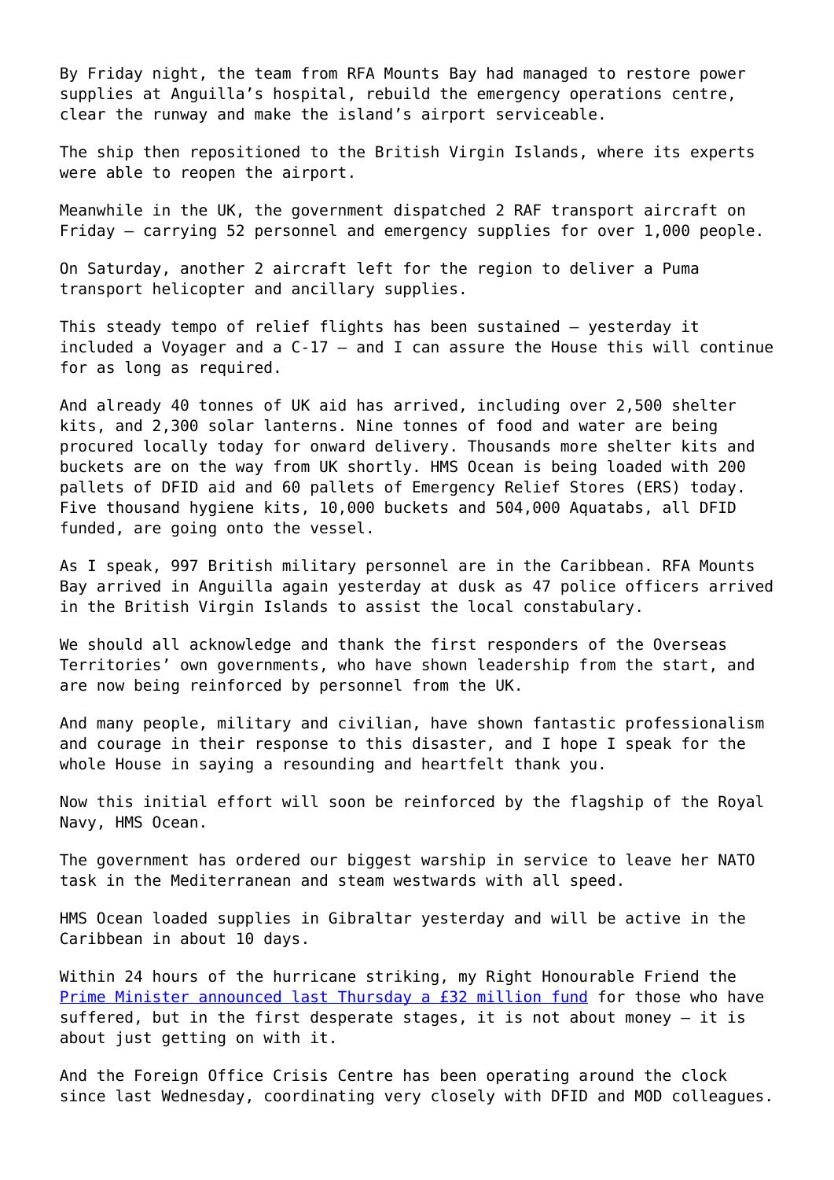By Friday night, the team from RFA Mounts Bay had managed to restore power supplies at Anguilla's hospital, rebuild the emergency operations centre, clear the runway and make the island's airport serviceable.

The ship then repositioned to the British Virgin Islands, where its experts were able to reopen the airport.

Meanwhile in the UK, the government dispatched 2 RAF transport aircraft on Friday – carrying 52 personnel and emergency supplies for over 1,000 people.

On Saturday, another 2 aircraft left for the region to deliver a Puma transport helicopter and ancillary supplies.

This steady tempo of relief flights has been sustained – yesterday it included a Voyager and a C-17 – and I can assure the House this will continue for as long as required.

And already 40 tonnes of UK aid has arrived, including over 2,500 shelter kits, and 2,300 solar lanterns. Nine tonnes of food and water are being procured locally today for onward delivery. Thousands more shelter kits and buckets are on the way from UK shortly. HMS Ocean is being loaded with 200 pallets of DFID aid and 60 pallets of Emergency Relief Stores (ERS) today. Five thousand hygiene kits, 10,000 buckets and 504,000 Aquatabs, all DFID funded, are going onto the vessel.

As I speak, 997 British military personnel are in the Caribbean. RFA Mounts Bay arrived in Anguilla again yesterday at dusk as 47 police officers arrived in the British Virgin Islands to assist the local constabulary.

We should all acknowledge and thank the first responders of the Overseas Territories' own governments, who have shown leadership from the start, and are now being reinforced by personnel from the UK.

And many people, military and civilian, have shown fantastic professionalism and courage in their response to this disaster, and I hope I speak for the whole House in saying a resounding and heartfelt thank you.

Now this initial effort will soon be reinforced by the flagship of the Royal Navy, HMS Ocean.

The government has ordered our biggest warship in service to leave her NATO task in the Mediterranean and steam westwards with all speed.

HMS Ocean loaded supplies in Gibraltar yesterday and will be active in the Caribbean in about 10 days.

Within 24 hours of the hurricane striking, my Right Honourable Friend the Prime Minister announced last Thursday a £32 million fund for those who have suffered, but in the first desperate stages, it is not about money – it is about just getting on with it.

And the Foreign Office Crisis Centre has been operating around the clock since last Wednesday, coordinating very closely with DFID and MOD colleagues.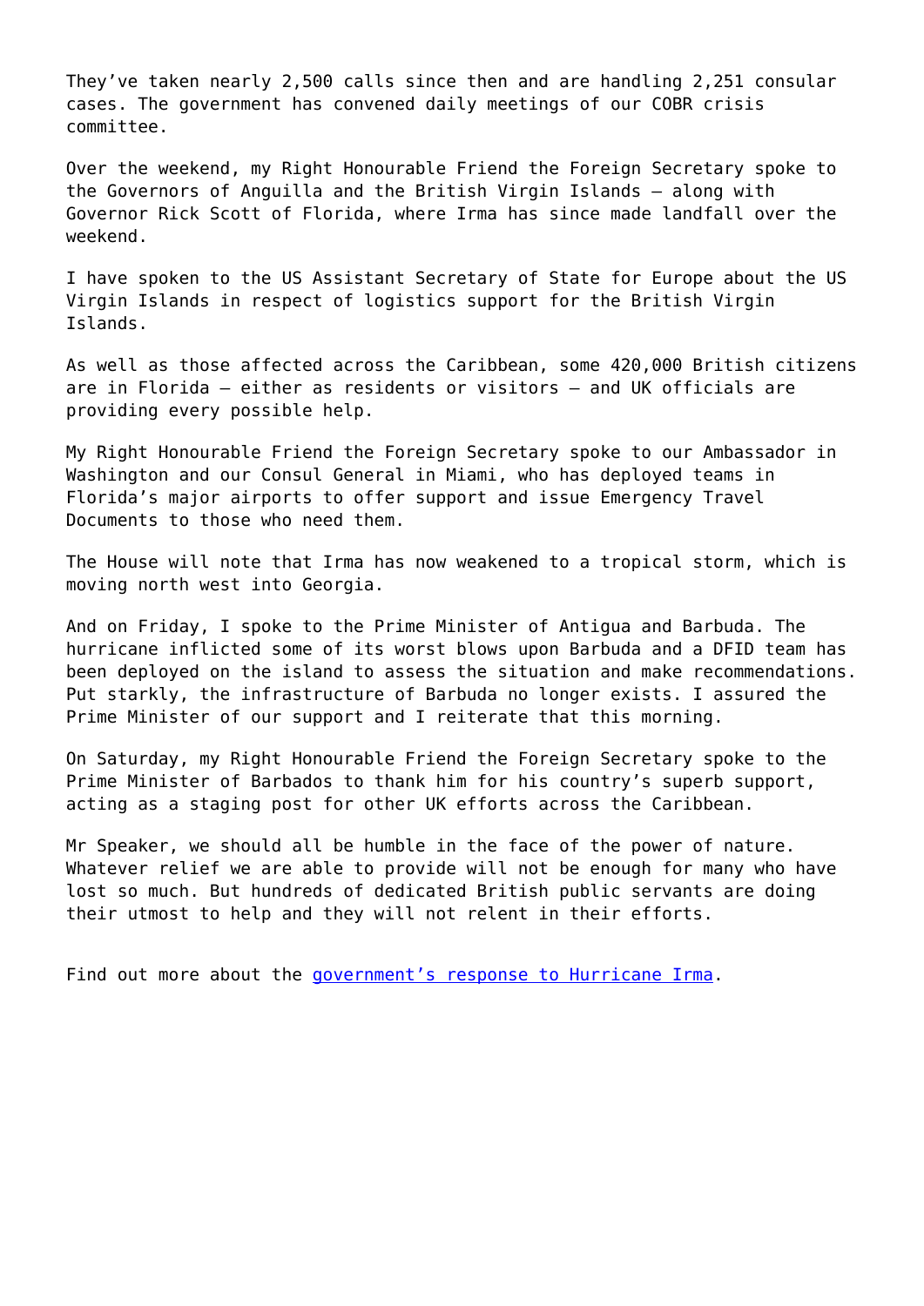They've taken nearly 2,500 calls since then and are handling 2,251 consular cases. The government has convened daily meetings of our COBR crisis committee.

Over the weekend, my Right Honourable Friend the Foreign Secretary spoke to the Governors of Anguilla and the British Virgin Islands – along with Governor Rick Scott of Florida, where Irma has since made landfall over the weekend.

I have spoken to the US Assistant Secretary of State for Europe about the US Virgin Islands in respect of logistics support for the British Virgin Islands.

As well as those affected across the Caribbean, some 420,000 British citizens are in Florida – either as residents or visitors – and UK officials are providing every possible help.

My Right Honourable Friend the Foreign Secretary spoke to our Ambassador in Washington and our Consul General in Miami, who has deployed teams in Florida's major airports to offer support and issue Emergency Travel Documents to those who need them.

The House will note that Irma has now weakened to a tropical storm, which is moving north west into Georgia.

And on Friday, I spoke to the Prime Minister of Antigua and Barbuda. The hurricane inflicted some of its worst blows upon Barbuda and a DFID team has been deployed on the island to assess the situation and make recommendations. Put starkly, the infrastructure of Barbuda no longer exists. I assured the Prime Minister of our support and I reiterate that this morning.

On Saturday, my Right Honourable Friend the Foreign Secretary spoke to the Prime Minister of Barbados to thank him for his country's superb support, acting as a staging post for other UK efforts across the Caribbean.

Mr Speaker, we should all be humble in the face of the power of nature. Whatever relief we are able to provide will not be enough for many who have lost so much. But hundreds of dedicated British public servants are doing their utmost to help and they will not relent in their efforts.

Find out more about the [government's response to Hurricane Irma](#).